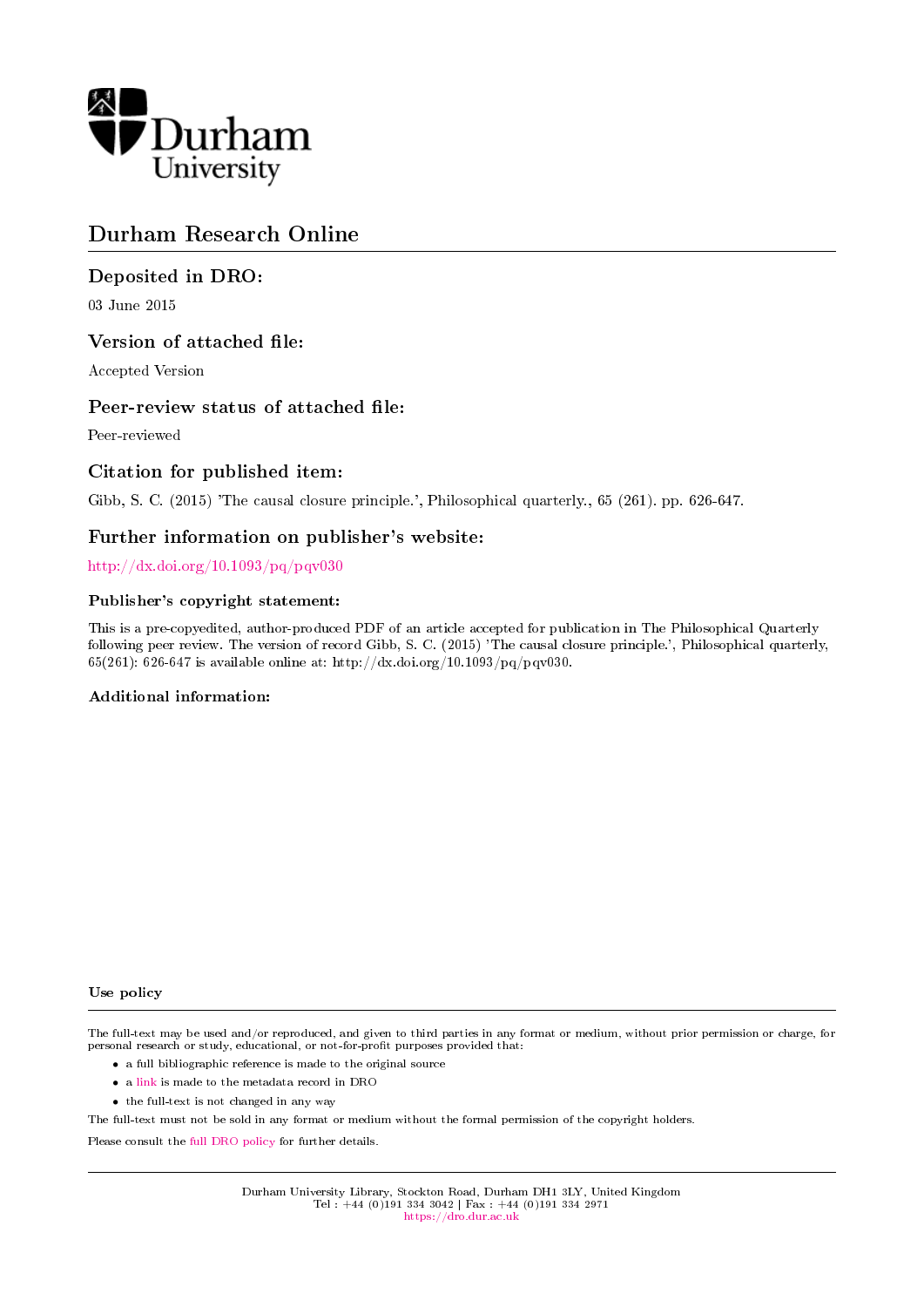Durham University

# Durham Research Online

## Deposited in DRO:

03 June 2015

## Version of attached file:

Accepted Version

## Peer-review status of attached file:

Peer-reviewed

## Citation for published item:

Gibb, S. C. (2015) 'The causal closure principle.', Philosophical quarterly., 65 (261). pp. 626-647.

## Further information on publisher's website:

http://dx.doi.org/10.1093/pq/pqv030

### Publisher's copyright statement:

This is a pre-copyedited, author-produced PDF of an article accepted for publication in The Philosophical Quarterly following peer review. The version of record Gibb, S. C. (2015) 'The causal closure principle.', Philosophical quarterly, 65(261): 626-647 is available online at: http://dx.doi.org/10.1093/pq/pqv030.

### Additional information:

### Use policy

The full-text may be used and/or reproduced, and given to third parties in any format or medium, without prior permission or charge, for personal research or study, educational, or not-for-profit purposes provided that:

- a full bibliographic reference is made to the original source
- a link is made to the metadata record in DRO
- the full-text is not changed in any way

The full-text must not be sold in any format or medium without the formal permission of the copyright holders.

Please consult the full DRO policy for further details.

Durham University Library, Stockton Road, Durham DH1 3LY, United Kingdom
Tel : +44 (0)191 334 3042 | Fax : +44 (0)191 334 2971
https://dro.dur.ac.uk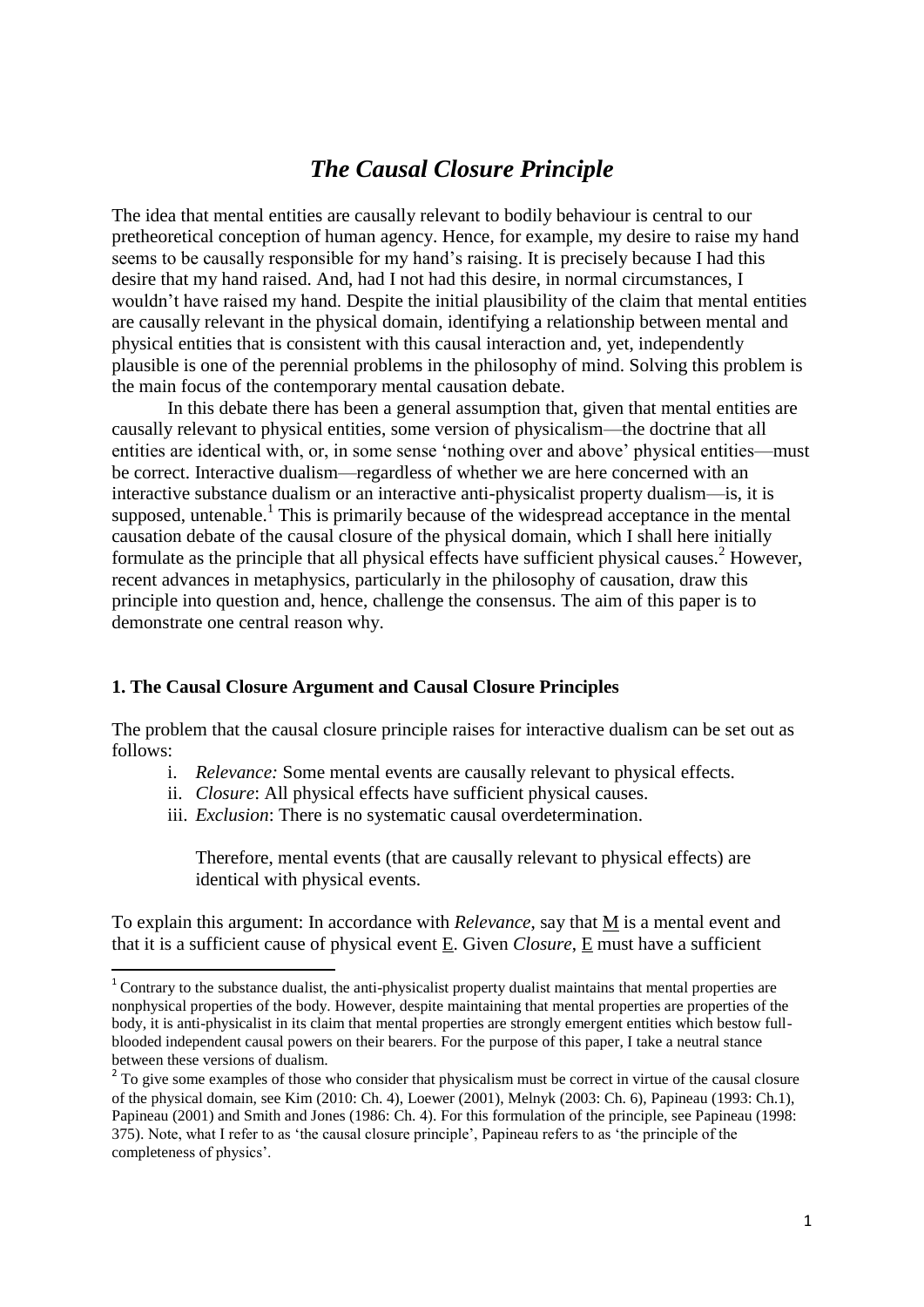# *The Causal Closure Principle*

The idea that mental entities are causally relevant to bodily behaviour is central to our pretheoretical conception of human agency. Hence, for example, my desire to raise my hand seems to be causally responsible for my hand's raising. It is precisely because I had this desire that my hand raised. And, had I not had this desire, in normal circumstances, I wouldn't have raised my hand. Despite the initial plausibility of the claim that mental entities are causally relevant in the physical domain, identifying a relationship between mental and physical entities that is consistent with this causal interaction and, yet, independently plausible is one of the perennial problems in the philosophy of mind. Solving this problem is the main focus of the contemporary mental causation debate.

In this debate there has been a general assumption that, given that mental entities are causally relevant to physical entities, some version of physicalism—the doctrine that all entities are identical with, or, in some sense 'nothing over and above' physical entities—must be correct. Interactive dualism—regardless of whether we are here concerned with an interactive substance dualism or an interactive anti-physicalist property dualism—is, it is supposed, untenable.[1] This is primarily because of the widespread acceptance in the mental causation debate of the causal closure of the physical domain, which I shall here initially formulate as the principle that all physical effects have sufficient physical causes.[2] However, recent advances in metaphysics, particularly in the philosophy of causation, draw this principle into question and, hence, challenge the consensus. The aim of this paper is to demonstrate one central reason why.

### 1. The Causal Closure Argument and Causal Closure Principles

The problem that the causal closure principle raises for interactive dualism can be set out as follows:

i. *Relevance:* Some mental events are causally relevant to physical effects.
ii. *Closure*: All physical effects have sufficient physical causes.
iii. *Exclusion*: There is no systematic causal overdetermination.

Therefore, mental events (that are causally relevant to physical effects) are identical with physical events.

To explain this argument: In accordance with *Relevance*, say that <u>M</u> is a mental event and that it is a sufficient cause of physical event <u>E</u>. Given *Closure*, <u>E</u> must have a sufficient

---

[1] Contrary to the substance dualist, the anti-physicalist property dualist maintains that mental properties are nonphysical properties of the body. However, despite maintaining that mental properties are properties of the body, it is anti-physicalist in its claim that mental properties are strongly emergent entities which bestow full-blooded independent causal powers on their bearers. For the purpose of this paper, I take a neutral stance between these versions of dualism.

[2] To give some examples of those who consider that physicalism must be correct in virtue of the causal closure of the physical domain, see Kim (2010: Ch. 4), Loewer (2001), Melnyk (2003: Ch. 6), Papineau (1993: Ch.1), Papineau (2001) and Smith and Jones (1986: Ch. 4). For this formulation of the principle, see Papineau (1998: 375). Note, what I refer to as 'the causal closure principle', Papineau refers to as 'the principle of the completeness of physics'.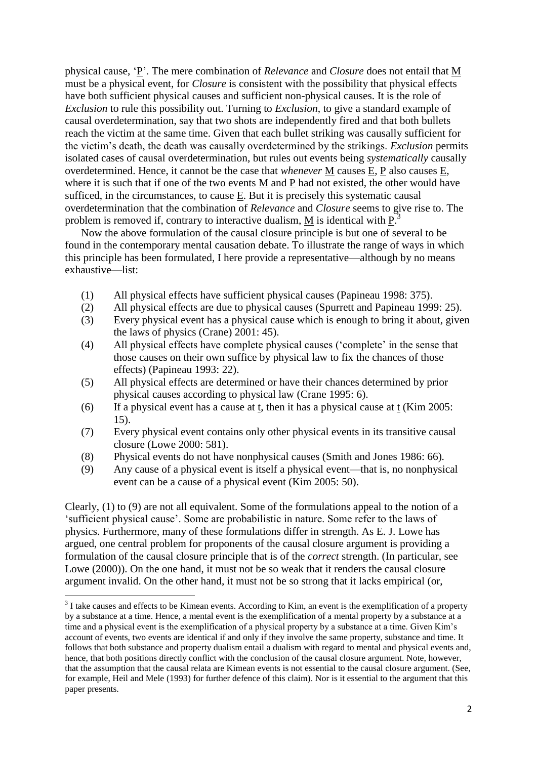physical cause, '<u>P</u>'. The mere combination of *Relevance* and *Closure* does not entail that <u>M</u> must be a physical event, for *Closure* is consistent with the possibility that physical effects have both sufficient physical causes and sufficient non-physical causes. It is the role of *Exclusion* to rule this possibility out. Turning to *Exclusion*, to give a standard example of causal overdetermination, say that two shots are independently fired and that both bullets reach the victim at the same time. Given that each bullet striking was causally sufficient for the victim's death, the death was causally overdetermined by the strikings. *Exclusion* permits isolated cases of causal overdetermination, but rules out events being *systematically* causally overdetermined. Hence, it cannot be the case that *whenever* <u>M</u> causes <u>E</u>, <u>P</u> also causes <u>E</u>, where it is such that if one of the two events <u>M</u> and <u>P</u> had not existed, the other would have sufficed, in the circumstances, to cause <u>E</u>. But it is precisely this systematic causal overdetermination that the combination of *Relevance* and *Closure* seems to give rise to. The problem is removed if, contrary to interactive dualism, <u>M</u> is identical with <u>P</u>.[3]

Now the above formulation of the causal closure principle is but one of several to be found in the contemporary mental causation debate. To illustrate the range of ways in which this principle has been formulated, I here provide a representative—although by no means exhaustive—list:

(1) All physical effects have sufficient physical causes (Papineau 1998: 375).
(2) All physical effects are due to physical causes (Spurrett and Papineau 1999: 25).
(3) Every physical event has a physical cause which is enough to bring it about, given the laws of physics (Crane) 2001: 45).
(4) All physical effects have complete physical causes ('complete' in the sense that those causes on their own suffice by physical law to fix the chances of those effects) (Papineau 1993: 22).
(5) All physical effects are determined or have their chances determined by prior physical causes according to physical law (Crane 1995: 6).
(6) If a physical event has a cause at <u>t</u>, then it has a physical cause at <u>t</u> (Kim 2005: 15).
(7) Every physical event contains only other physical events in its transitive causal closure (Lowe 2000: 581).
(8) Physical events do not have nonphysical causes (Smith and Jones 1986: 66).
(9) Any cause of a physical event is itself a physical event—that is, no nonphysical event can be a cause of a physical event (Kim 2005: 50).

Clearly, (1) to (9) are not all equivalent. Some of the formulations appeal to the notion of a 'sufficient physical cause'. Some are probabilistic in nature. Some refer to the laws of physics. Furthermore, many of these formulations differ in strength. As E. J. Lowe has argued, one central problem for proponents of the causal closure argument is providing a formulation of the causal closure principle that is of the *correct* strength. (In particular, see Lowe (2000)). On the one hand, it must not be so weak that it renders the causal closure argument invalid. On the other hand, it must not be so strong that it lacks empirical (or,

[3] I take causes and effects to be Kimean events. According to Kim, an event is the exemplification of a property by a substance at a time. Hence, a mental event is the exemplification of a mental property by a substance at a time and a physical event is the exemplification of a physical property by a substance at a time. Given Kim's account of events, two events are identical if and only if they involve the same property, substance and time. It follows that both substance and property dualism entail a dualism with regard to mental and physical events and, hence, that both positions directly conflict with the conclusion of the causal closure argument. Note, however, that the assumption that the causal relata are Kimean events is not essential to the causal closure argument. (See, for example, Heil and Mele (1993) for further defence of this claim). Nor is it essential to the argument that this paper presents.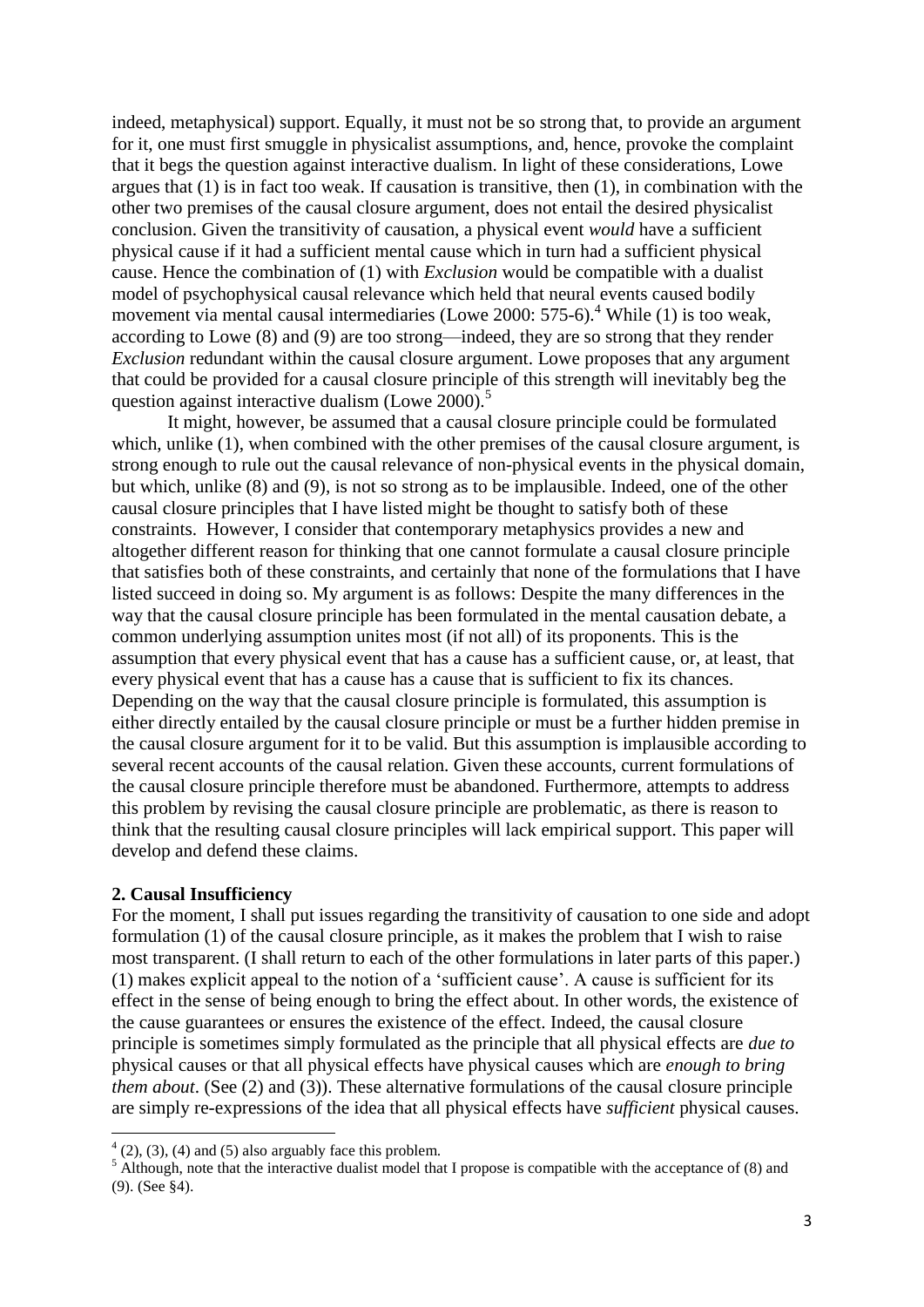indeed, metaphysical) support. Equally, it must not be so strong that, to provide an argument for it, one must first smuggle in physicalist assumptions, and, hence, provoke the complaint that it begs the question against interactive dualism. In light of these considerations, Lowe argues that (1) is in fact too weak. If causation is transitive, then (1), in combination with the other two premises of the causal closure argument, does not entail the desired physicalist conclusion. Given the transitivity of causation, a physical event *would* have a sufficient physical cause if it had a sufficient mental cause which in turn had a sufficient physical cause. Hence the combination of (1) with *Exclusion* would be compatible with a dualist model of psychophysical causal relevance which held that neural events caused bodily movement via mental causal intermediaries (Lowe 2000: 575-6).[4] While (1) is too weak, according to Lowe (8) and (9) are too strong—indeed, they are so strong that they render *Exclusion* redundant within the causal closure argument. Lowe proposes that any argument that could be provided for a causal closure principle of this strength will inevitably beg the question against interactive dualism (Lowe 2000).[5]

It might, however, be assumed that a causal closure principle could be formulated which, unlike (1), when combined with the other premises of the causal closure argument, is strong enough to rule out the causal relevance of non-physical events in the physical domain, but which, unlike (8) and (9), is not so strong as to be implausible. Indeed, one of the other causal closure principles that I have listed might be thought to satisfy both of these constraints. However, I consider that contemporary metaphysics provides a new and altogether different reason for thinking that one cannot formulate a causal closure principle that satisfies both of these constraints, and certainly that none of the formulations that I have listed succeed in doing so. My argument is as follows: Despite the many differences in the way that the causal closure principle has been formulated in the mental causation debate, a common underlying assumption unites most (if not all) of its proponents. This is the assumption that every physical event that has a cause has a sufficient cause, or, at least, that every physical event that has a cause has a cause that is sufficient to fix its chances. Depending on the way that the causal closure principle is formulated, this assumption is either directly entailed by the causal closure principle or must be a further hidden premise in the causal closure argument for it to be valid. But this assumption is implausible according to several recent accounts of the causal relation. Given these accounts, current formulations of the causal closure principle therefore must be abandoned. Furthermore, attempts to address this problem by revising the causal closure principle are problematic, as there is reason to think that the resulting causal closure principles will lack empirical support. This paper will develop and defend these claims.

## 2. Causal Insufficiency

For the moment, I shall put issues regarding the transitivity of causation to one side and adopt formulation (1) of the causal closure principle, as it makes the problem that I wish to raise most transparent. (I shall return to each of the other formulations in later parts of this paper.) (1) makes explicit appeal to the notion of a 'sufficient cause'. A cause is sufficient for its effect in the sense of being enough to bring the effect about. In other words, the existence of the cause guarantees or ensures the existence of the effect. Indeed, the causal closure principle is sometimes simply formulated as the principle that all physical effects are *due to* physical causes or that all physical effects have physical causes which are *enough to bring them about*. (See (2) and (3)). These alternative formulations of the causal closure principle are simply re-expressions of the idea that all physical effects have *sufficient* physical causes.

[4] (2), (3), (4) and (5) also arguably face this problem.

[5] Although, note that the interactive dualist model that I propose is compatible with the acceptance of (8) and (9). (See §4).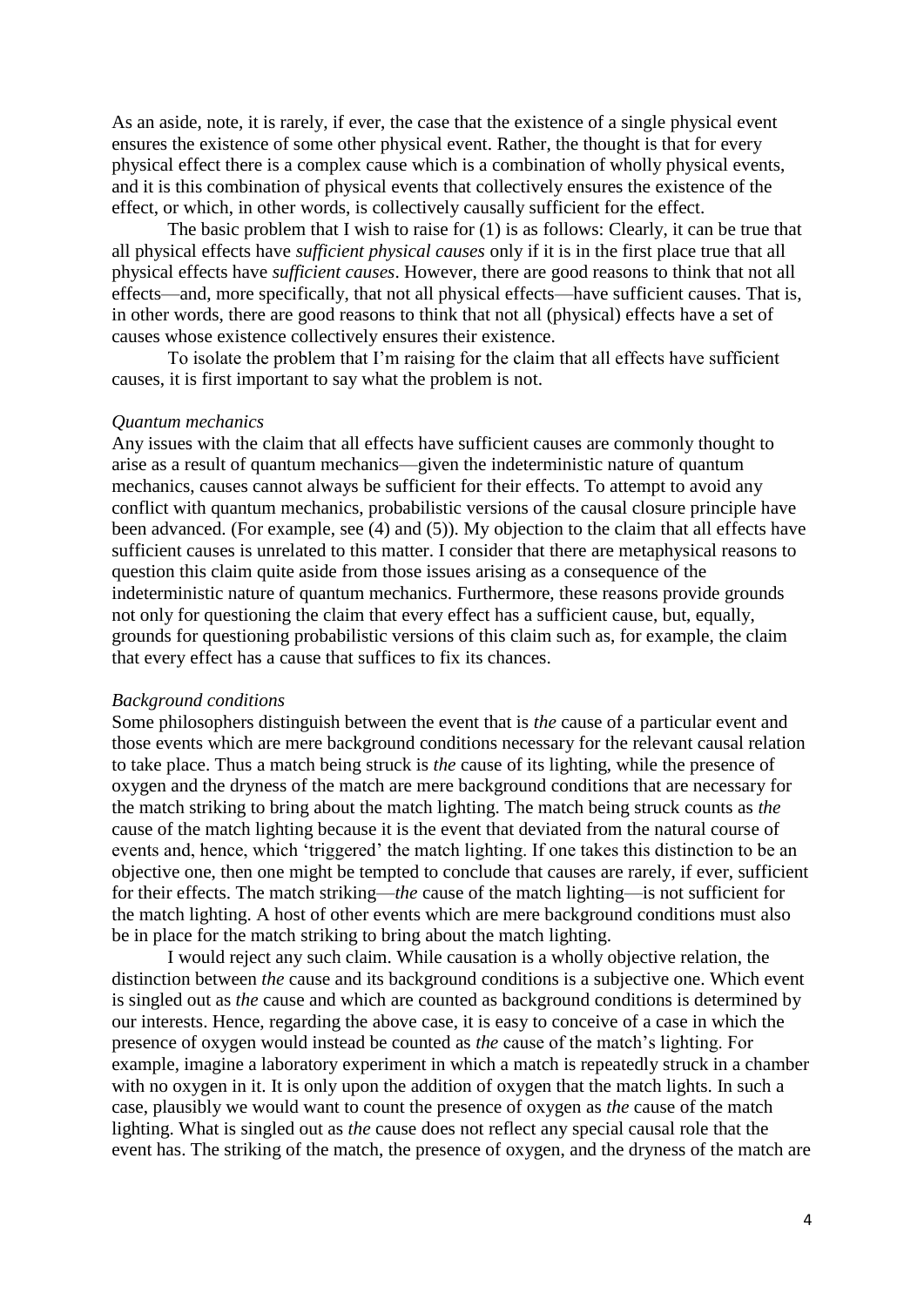As an aside, note, it is rarely, if ever, the case that the existence of a single physical event ensures the existence of some other physical event. Rather, the thought is that for every physical effect there is a complex cause which is a combination of wholly physical events, and it is this combination of physical events that collectively ensures the existence of the effect, or which, in other words, is collectively causally sufficient for the effect.

The basic problem that I wish to raise for (1) is as follows: Clearly, it can be true that all physical effects have *sufficient physical causes* only if it is in the first place true that all physical effects have *sufficient causes*. However, there are good reasons to think that not all effects—and, more specifically, that not all physical effects—have sufficient causes. That is, in other words, there are good reasons to think that not all (physical) effects have a set of causes whose existence collectively ensures their existence.

To isolate the problem that I'm raising for the claim that all effects have sufficient causes, it is first important to say what the problem is not.

*Quantum mechanics*

Any issues with the claim that all effects have sufficient causes are commonly thought to arise as a result of quantum mechanics—given the indeterministic nature of quantum mechanics, causes cannot always be sufficient for their effects. To attempt to avoid any conflict with quantum mechanics, probabilistic versions of the causal closure principle have been advanced. (For example, see (4) and (5)). My objection to the claim that all effects have sufficient causes is unrelated to this matter. I consider that there are metaphysical reasons to question this claim quite aside from those issues arising as a consequence of the indeterministic nature of quantum mechanics. Furthermore, these reasons provide grounds not only for questioning the claim that every effect has a sufficient cause, but, equally, grounds for questioning probabilistic versions of this claim such as, for example, the claim that every effect has a cause that suffices to fix its chances.

*Background conditions*

Some philosophers distinguish between the event that is *the* cause of a particular event and those events which are mere background conditions necessary for the relevant causal relation to take place. Thus a match being struck is *the* cause of its lighting, while the presence of oxygen and the dryness of the match are mere background conditions that are necessary for the match striking to bring about the match lighting. The match being struck counts as *the* cause of the match lighting because it is the event that deviated from the natural course of events and, hence, which 'triggered' the match lighting. If one takes this distinction to be an objective one, then one might be tempted to conclude that causes are rarely, if ever, sufficient for their effects. The match striking—*the* cause of the match lighting—is not sufficient for the match lighting. A host of other events which are mere background conditions must also be in place for the match striking to bring about the match lighting.

I would reject any such claim. While causation is a wholly objective relation, the distinction between *the* cause and its background conditions is a subjective one. Which event is singled out as *the* cause and which are counted as background conditions is determined by our interests. Hence, regarding the above case, it is easy to conceive of a case in which the presence of oxygen would instead be counted as *the* cause of the match's lighting. For example, imagine a laboratory experiment in which a match is repeatedly struck in a chamber with no oxygen in it. It is only upon the addition of oxygen that the match lights. In such a case, plausibly we would want to count the presence of oxygen as *the* cause of the match lighting. What is singled out as *the* cause does not reflect any special causal role that the event has. The striking of the match, the presence of oxygen, and the dryness of the match are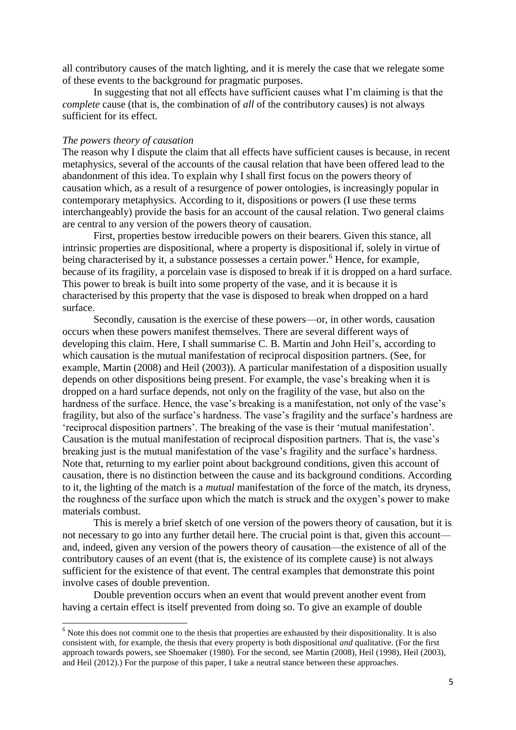all contributory causes of the match lighting, and it is merely the case that we relegate some of these events to the background for pragmatic purposes.

In suggesting that not all effects have sufficient causes what I'm claiming is that the *complete* cause (that is, the combination of *all* of the contributory causes) is not always sufficient for its effect.

*The powers theory of causation*

The reason why I dispute the claim that all effects have sufficient causes is because, in recent metaphysics, several of the accounts of the causal relation that have been offered lead to the abandonment of this idea. To explain why I shall first focus on the powers theory of causation which, as a result of a resurgence of power ontologies, is increasingly popular in contemporary metaphysics. According to it, dispositions or powers (I use these terms interchangeably) provide the basis for an account of the causal relation. Two general claims are central to any version of the powers theory of causation.

First, properties bestow irreducible powers on their bearers. Given this stance, all intrinsic properties are dispositional, where a property is dispositional if, solely in virtue of being characterised by it, a substance possesses a certain power.[6] Hence, for example, because of its fragility, a porcelain vase is disposed to break if it is dropped on a hard surface. This power to break is built into some property of the vase, and it is because it is characterised by this property that the vase is disposed to break when dropped on a hard surface.

Secondly, causation is the exercise of these powers—or, in other words, causation occurs when these powers manifest themselves. There are several different ways of developing this claim. Here, I shall summarise C. B. Martin and John Heil's, according to which causation is the mutual manifestation of reciprocal disposition partners. (See, for example, Martin (2008) and Heil (2003)). A particular manifestation of a disposition usually depends on other dispositions being present. For example, the vase's breaking when it is dropped on a hard surface depends, not only on the fragility of the vase, but also on the hardness of the surface. Hence, the vase's breaking is a manifestation, not only of the vase's fragility, but also of the surface's hardness. The vase's fragility and the surface's hardness are 'reciprocal disposition partners'. The breaking of the vase is their 'mutual manifestation'. Causation is the mutual manifestation of reciprocal disposition partners. That is, the vase's breaking just is the mutual manifestation of the vase's fragility and the surface's hardness. Note that, returning to my earlier point about background conditions, given this account of causation, there is no distinction between the cause and its background conditions. According to it, the lighting of the match is a *mutual* manifestation of the force of the match, its dryness, the roughness of the surface upon which the match is struck and the oxygen's power to make materials combust.

This is merely a brief sketch of one version of the powers theory of causation, but it is not necessary to go into any further detail here. The crucial point is that, given this account—and, indeed, given any version of the powers theory of causation—the existence of all of the contributory causes of an event (that is, the existence of its complete cause) is not always sufficient for the existence of that event. The central examples that demonstrate this point involve cases of double prevention.

Double prevention occurs when an event that would prevent another event from having a certain effect is itself prevented from doing so. To give an example of double

---

[6] Note this does not commit one to the thesis that properties are exhausted by their dispositionality. It is also consistent with, for example, the thesis that every property is both dispositional *and* qualitative. (For the first approach towards powers, see Shoemaker (1980). For the second, see Martin (2008), Heil (1998), Heil (2003), and Heil (2012).) For the purpose of this paper, I take a neutral stance between these approaches.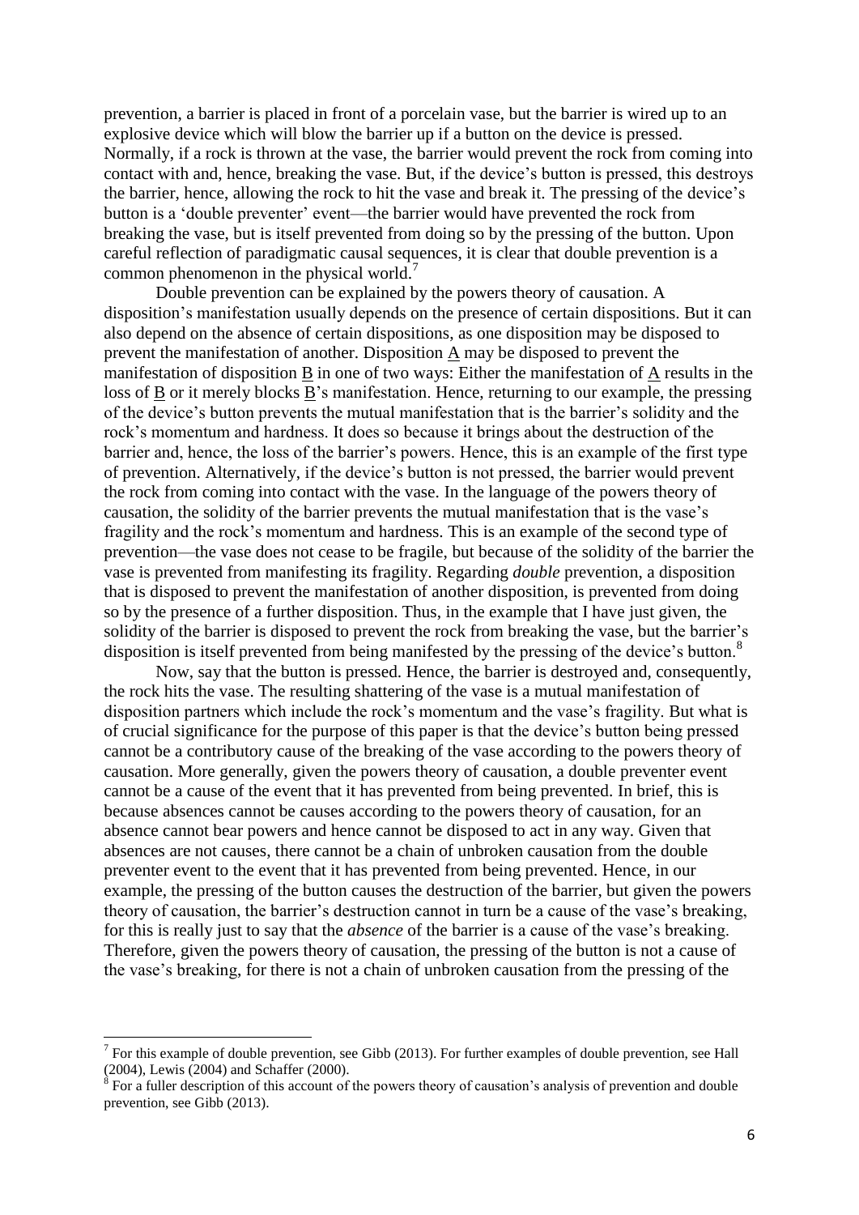prevention, a barrier is placed in front of a porcelain vase, but the barrier is wired up to an explosive device which will blow the barrier up if a button on the device is pressed. Normally, if a rock is thrown at the vase, the barrier would prevent the rock from coming into contact with and, hence, breaking the vase. But, if the device's button is pressed, this destroys the barrier, hence, allowing the rock to hit the vase and break it. The pressing of the device's button is a 'double preventer' event—the barrier would have prevented the rock from breaking the vase, but is itself prevented from doing so by the pressing of the button. Upon careful reflection of paradigmatic causal sequences, it is clear that double prevention is a common phenomenon in the physical world.[7]

Double prevention can be explained by the powers theory of causation. A disposition's manifestation usually depends on the presence of certain dispositions. But it can also depend on the absence of certain dispositions, as one disposition may be disposed to prevent the manifestation of another. Disposition A may be disposed to prevent the manifestation of disposition B in one of two ways: Either the manifestation of A results in the loss of B or it merely blocks B's manifestation. Hence, returning to our example, the pressing of the device's button prevents the mutual manifestation that is the barrier's solidity and the rock's momentum and hardness. It does so because it brings about the destruction of the barrier and, hence, the loss of the barrier's powers. Hence, this is an example of the first type of prevention. Alternatively, if the device's button is not pressed, the barrier would prevent the rock from coming into contact with the vase. In the language of the powers theory of causation, the solidity of the barrier prevents the mutual manifestation that is the vase's fragility and the rock's momentum and hardness. This is an example of the second type of prevention—the vase does not cease to be fragile, but because of the solidity of the barrier the vase is prevented from manifesting its fragility. Regarding *double* prevention, a disposition that is disposed to prevent the manifestation of another disposition, is prevented from doing so by the presence of a further disposition. Thus, in the example that I have just given, the solidity of the barrier is disposed to prevent the rock from breaking the vase, but the barrier's disposition is itself prevented from being manifested by the pressing of the device's button.[8]

Now, say that the button is pressed. Hence, the barrier is destroyed and, consequently, the rock hits the vase. The resulting shattering of the vase is a mutual manifestation of disposition partners which include the rock's momentum and the vase's fragility. But what is of crucial significance for the purpose of this paper is that the device's button being pressed cannot be a contributory cause of the breaking of the vase according to the powers theory of causation. More generally, given the powers theory of causation, a double preventer event cannot be a cause of the event that it has prevented from being prevented. In brief, this is because absences cannot be causes according to the powers theory of causation, for an absence cannot bear powers and hence cannot be disposed to act in any way. Given that absences are not causes, there cannot be a chain of unbroken causation from the double preventer event to the event that it has prevented from being prevented. Hence, in our example, the pressing of the button causes the destruction of the barrier, but given the powers theory of causation, the barrier's destruction cannot in turn be a cause of the vase's breaking, for this is really just to say that the *absence* of the barrier is a cause of the vase's breaking. Therefore, given the powers theory of causation, the pressing of the button is not a cause of the vase's breaking, for there is not a chain of unbroken causation from the pressing of the

---

[7] For this example of double prevention, see Gibb (2013). For further examples of double prevention, see Hall (2004), Lewis (2004) and Schaffer (2000).

[8] For a fuller description of this account of the powers theory of causation's analysis of prevention and double prevention, see Gibb (2013).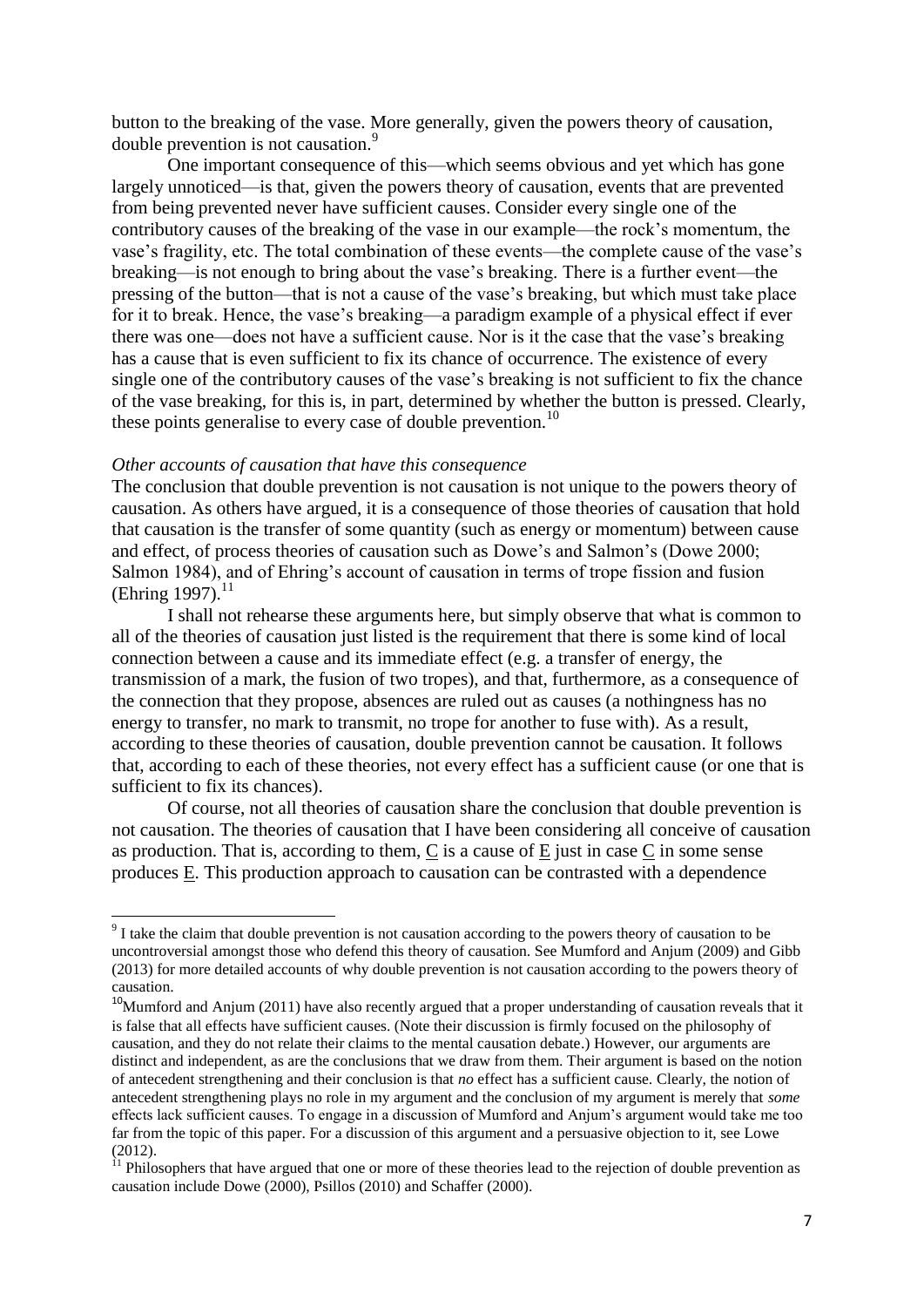button to the breaking of the vase. More generally, given the powers theory of causation, double prevention is not causation.[9]

One important consequence of this—which seems obvious and yet which has gone largely unnoticed—is that, given the powers theory of causation, events that are prevented from being prevented never have sufficient causes. Consider every single one of the contributory causes of the breaking of the vase in our example—the rock's momentum, the vase's fragility, etc. The total combination of these events—the complete cause of the vase's breaking—is not enough to bring about the vase's breaking. There is a further event—the pressing of the button—that is not a cause of the vase's breaking, but which must take place for it to break. Hence, the vase's breaking—a paradigm example of a physical effect if ever there was one—does not have a sufficient cause. Nor is it the case that the vase's breaking has a cause that is even sufficient to fix its chance of occurrence. The existence of every single one of the contributory causes of the vase's breaking is not sufficient to fix the chance of the vase breaking, for this is, in part, determined by whether the button is pressed. Clearly, these points generalise to every case of double prevention.[10]

*Other accounts of causation that have this consequence*

The conclusion that double prevention is not causation is not unique to the powers theory of causation. As others have argued, it is a consequence of those theories of causation that hold that causation is the transfer of some quantity (such as energy or momentum) between cause and effect, of process theories of causation such as Dowe's and Salmon's (Dowe 2000; Salmon 1984), and of Ehring's account of causation in terms of trope fission and fusion (Ehring 1997).[11]

I shall not rehearse these arguments here, but simply observe that what is common to all of the theories of causation just listed is the requirement that there is some kind of local connection between a cause and its immediate effect (e.g. a transfer of energy, the transmission of a mark, the fusion of two tropes), and that, furthermore, as a consequence of the connection that they propose, absences are ruled out as causes (a nothingness has no energy to transfer, no mark to transmit, no trope for another to fuse with). As a result, according to these theories of causation, double prevention cannot be causation. It follows that, according to each of these theories, not every effect has a sufficient cause (or one that is sufficient to fix its chances).

Of course, not all theories of causation share the conclusion that double prevention is not causation. The theories of causation that I have been considering all conceive of causation as production. That is, according to them, C is a cause of E just in case C in some sense produces E. This production approach to causation can be contrasted with a dependence

---

[9] I take the claim that double prevention is not causation according to the powers theory of causation to be uncontroversial amongst those who defend this theory of causation. See Mumford and Anjum (2009) and Gibb (2013) for more detailed accounts of why double prevention is not causation according to the powers theory of causation.

[10] Mumford and Anjum (2011) have also recently argued that a proper understanding of causation reveals that it is false that all effects have sufficient causes. (Note their discussion is firmly focused on the philosophy of causation, and they do not relate their claims to the mental causation debate.) However, our arguments are distinct and independent, as are the conclusions that we draw from them. Their argument is based on the notion of antecedent strengthening and their conclusion is that *no* effect has a sufficient cause. Clearly, the notion of antecedent strengthening plays no role in my argument and the conclusion of my argument is merely that *some* effects lack sufficient causes. To engage in a discussion of Mumford and Anjum's argument would take me too far from the topic of this paper. For a discussion of this argument and a persuasive objection to it, see Lowe (2012).

[11] Philosophers that have argued that one or more of these theories lead to the rejection of double prevention as causation include Dowe (2000), Psillos (2010) and Schaffer (2000).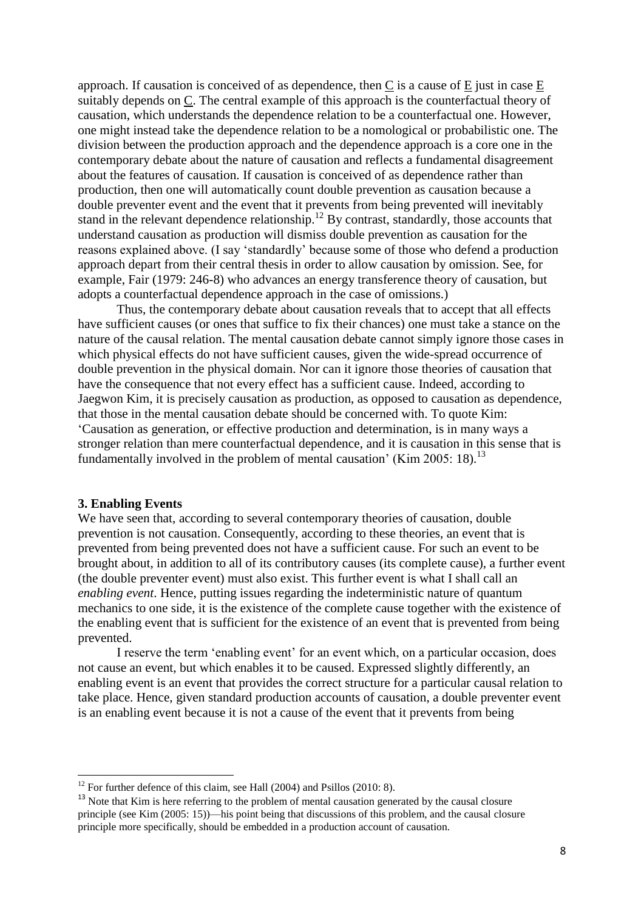approach. If causation is conceived of as dependence, then C is a cause of E just in case E suitably depends on C. The central example of this approach is the counterfactual theory of causation, which understands the dependence relation to be a counterfactual one. However, one might instead take the dependence relation to be a nomological or probabilistic one. The division between the production approach and the dependence approach is a core one in the contemporary debate about the nature of causation and reflects a fundamental disagreement about the features of causation. If causation is conceived of as dependence rather than production, then one will automatically count double prevention as causation because a double preventer event and the event that it prevents from being prevented will inevitably stand in the relevant dependence relationship.[12] By contrast, standardly, those accounts that understand causation as production will dismiss double prevention as causation for the reasons explained above. (I say 'standardly' because some of those who defend a production approach depart from their central thesis in order to allow causation by omission. See, for example, Fair (1979: 246-8) who advances an energy transference theory of causation, but adopts a counterfactual dependence approach in the case of omissions.)

Thus, the contemporary debate about causation reveals that to accept that all effects have sufficient causes (or ones that suffice to fix their chances) one must take a stance on the nature of the causal relation. The mental causation debate cannot simply ignore those cases in which physical effects do not have sufficient causes, given the wide-spread occurrence of double prevention in the physical domain. Nor can it ignore those theories of causation that have the consequence that not every effect has a sufficient cause. Indeed, according to Jaegwon Kim, it is precisely causation as production, as opposed to causation as dependence, that those in the mental causation debate should be concerned with. To quote Kim: 'Causation as generation, or effective production and determination, is in many ways a stronger relation than mere counterfactual dependence, and it is causation in this sense that is fundamentally involved in the problem of mental causation' (Kim 2005: 18).[13]

## 3. Enabling Events

We have seen that, according to several contemporary theories of causation, double prevention is not causation. Consequently, according to these theories, an event that is prevented from being prevented does not have a sufficient cause. For such an event to be brought about, in addition to all of its contributory causes (its complete cause), a further event (the double preventer event) must also exist. This further event is what I shall call an *enabling event*. Hence, putting issues regarding the indeterministic nature of quantum mechanics to one side, it is the existence of the complete cause together with the existence of the enabling event that is sufficient for the existence of an event that is prevented from being prevented.

I reserve the term 'enabling event' for an event which, on a particular occasion, does not cause an event, but which enables it to be caused. Expressed slightly differently, an enabling event is an event that provides the correct structure for a particular causal relation to take place. Hence, given standard production accounts of causation, a double preventer event is an enabling event because it is not a cause of the event that it prevents from being

[12] For further defence of this claim, see Hall (2004) and Psillos (2010: 8).

[13] Note that Kim is here referring to the problem of mental causation generated by the causal closure principle (see Kim (2005: 15))—his point being that discussions of this problem, and the causal closure principle more specifically, should be embedded in a production account of causation.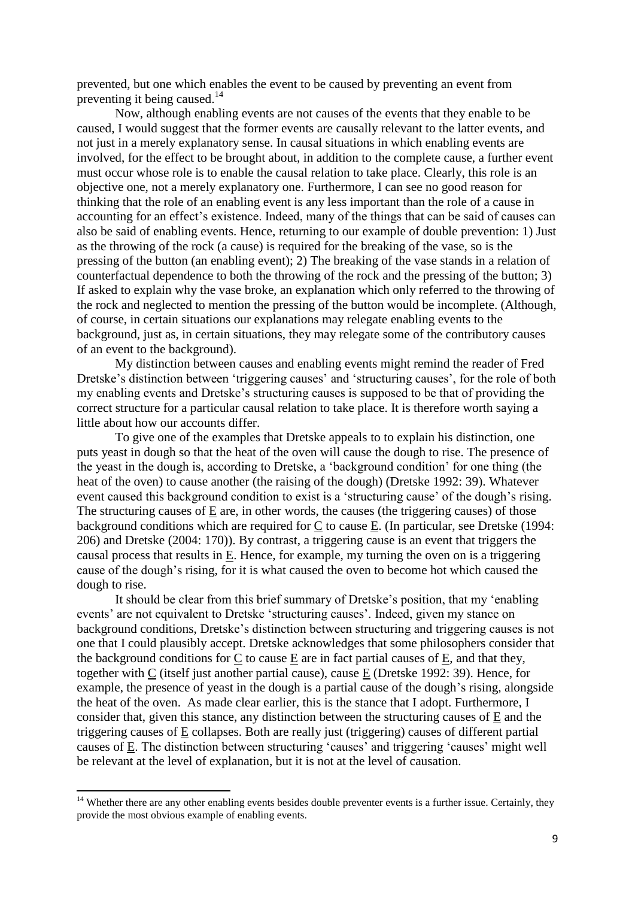prevented, but one which enables the event to be caused by preventing an event from preventing it being caused.[14]

Now, although enabling events are not causes of the events that they enable to be caused, I would suggest that the former events are causally relevant to the latter events, and not just in a merely explanatory sense. In causal situations in which enabling events are involved, for the effect to be brought about, in addition to the complete cause, a further event must occur whose role is to enable the causal relation to take place. Clearly, this role is an objective one, not a merely explanatory one. Furthermore, I can see no good reason for thinking that the role of an enabling event is any less important than the role of a cause in accounting for an effect's existence. Indeed, many of the things that can be said of causes can also be said of enabling events. Hence, returning to our example of double prevention: 1) Just as the throwing of the rock (a cause) is required for the breaking of the vase, so is the pressing of the button (an enabling event); 2) The breaking of the vase stands in a relation of counterfactual dependence to both the throwing of the rock and the pressing of the button; 3) If asked to explain why the vase broke, an explanation which only referred to the throwing of the rock and neglected to mention the pressing of the button would be incomplete. (Although, of course, in certain situations our explanations may relegate enabling events to the background, just as, in certain situations, they may relegate some of the contributory causes of an event to the background).

My distinction between causes and enabling events might remind the reader of Fred Dretske's distinction between 'triggering causes' and 'structuring causes', for the role of both my enabling events and Dretske's structuring causes is supposed to be that of providing the correct structure for a particular causal relation to take place. It is therefore worth saying a little about how our accounts differ.

To give one of the examples that Dretske appeals to to explain his distinction, one puts yeast in dough so that the heat of the oven will cause the dough to rise. The presence of the yeast in the dough is, according to Dretske, a 'background condition' for one thing (the heat of the oven) to cause another (the raising of the dough) (Dretske 1992: 39). Whatever event caused this background condition to exist is a 'structuring cause' of the dough's rising. The structuring causes of E are, in other words, the causes (the triggering causes) of those background conditions which are required for C to cause E. (In particular, see Dretske (1994: 206) and Dretske (2004: 170)). By contrast, a triggering cause is an event that triggers the causal process that results in E. Hence, for example, my turning the oven on is a triggering cause of the dough's rising, for it is what caused the oven to become hot which caused the dough to rise.

It should be clear from this brief summary of Dretske's position, that my 'enabling events' are not equivalent to Dretske 'structuring causes'. Indeed, given my stance on background conditions, Dretske's distinction between structuring and triggering causes is not one that I could plausibly accept. Dretske acknowledges that some philosophers consider that the background conditions for C to cause E are in fact partial causes of E, and that they, together with C (itself just another partial cause), cause E (Dretske 1992: 39). Hence, for example, the presence of yeast in the dough is a partial cause of the dough's rising, alongside the heat of the oven. As made clear earlier, this is the stance that I adopt. Furthermore, I consider that, given this stance, any distinction between the structuring causes of E and the triggering causes of E collapses. Both are really just (triggering) causes of different partial causes of E. The distinction between structuring 'causes' and triggering 'causes' might well be relevant at the level of explanation, but it is not at the level of causation.

[14] Whether there are any other enabling events besides double preventer events is a further issue. Certainly, they provide the most obvious example of enabling events.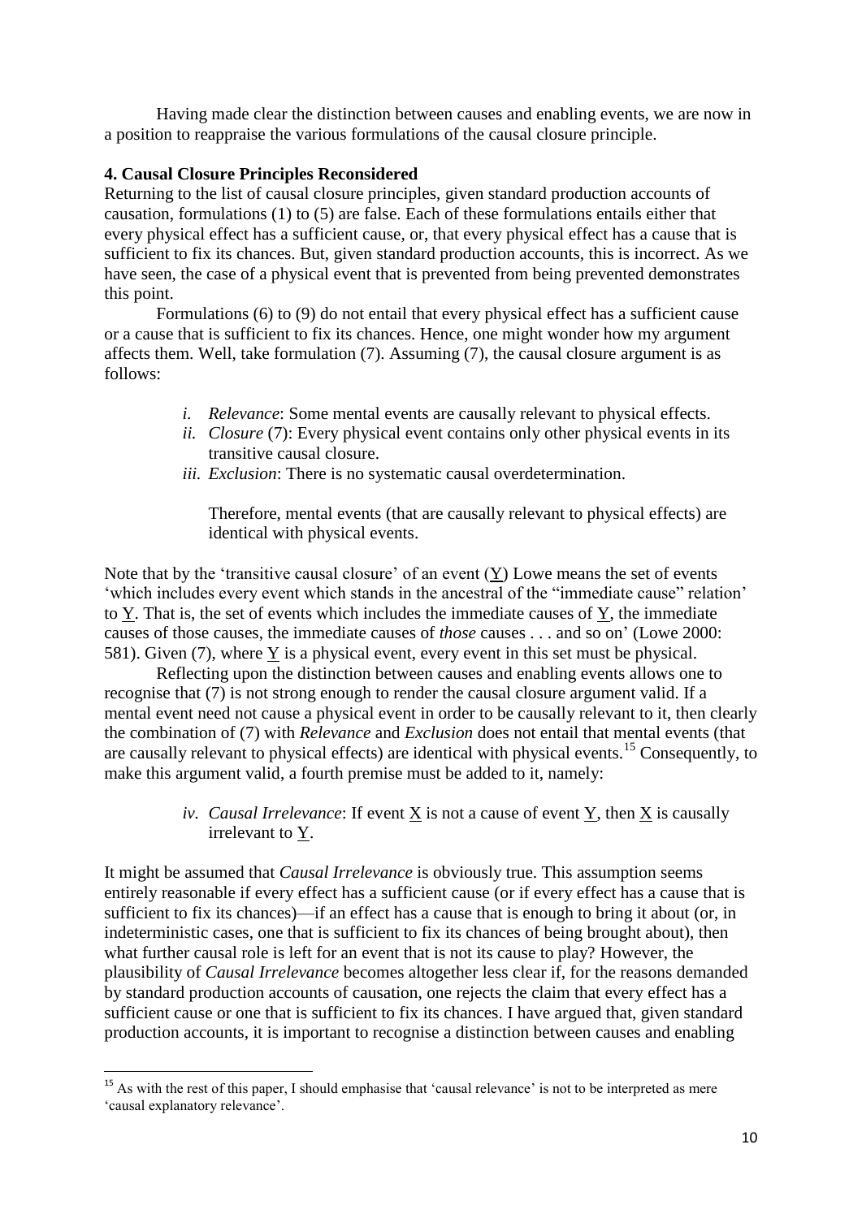Having made clear the distinction between causes and enabling events, we are now in a position to reappraise the various formulations of the causal closure principle.

### 4. Causal Closure Principles Reconsidered

Returning to the list of causal closure principles, given standard production accounts of causation, formulations (1) to (5) are false. Each of these formulations entails either that every physical effect has a sufficient cause, or, that every physical effect has a cause that is sufficient to fix its chances. But, given standard production accounts, this is incorrect. As we have seen, the case of a physical event that is prevented from being prevented demonstrates this point.

Formulations (6) to (9) do not entail that every physical effect has a sufficient cause or a cause that is sufficient to fix its chances. Hence, one might wonder how my argument affects them. Well, take formulation (7). Assuming (7), the causal closure argument is as follows:

> *i. Relevance*: Some mental events are causally relevant to physical effects.
>
> *ii. Closure* (7): Every physical event contains only other physical events in its transitive causal closure.
>
> *iii. Exclusion*: There is no systematic causal overdetermination.
>
> Therefore, mental events (that are causally relevant to physical effects) are identical with physical events.

Note that by the 'transitive causal closure' of an event (Y) Lowe means the set of events 'which includes every event which stands in the ancestral of the "immediate cause" relation' to Y. That is, the set of events which includes the immediate causes of Y, the immediate causes of those causes, the immediate causes of *those* causes . . . and so on' (Lowe 2000: 581). Given (7), where Y is a physical event, every event in this set must be physical.

Reflecting upon the distinction between causes and enabling events allows one to recognise that (7) is not strong enough to render the causal closure argument valid. If a mental event need not cause a physical event in order to be causally relevant to it, then clearly the combination of (7) with *Relevance* and *Exclusion* does not entail that mental events (that are causally relevant to physical effects) are identical with physical events.[15] Consequently, to make this argument valid, a fourth premise must be added to it, namely:

> *iv. Causal Irrelevance*: If event X is not a cause of event Y, then X is causally irrelevant to Y.

It might be assumed that *Causal Irrelevance* is obviously true. This assumption seems entirely reasonable if every effect has a sufficient cause (or if every effect has a cause that is sufficient to fix its chances)—if an effect has a cause that is enough to bring it about (or, in indeterministic cases, one that is sufficient to fix its chances of being brought about), then what further causal role is left for an event that is not its cause to play? However, the plausibility of *Causal Irrelevance* becomes altogether less clear if, for the reasons demanded by standard production accounts of causation, one rejects the claim that every effect has a sufficient cause or one that is sufficient to fix its chances. I have argued that, given standard production accounts, it is important to recognise a distinction between causes and enabling

---

[15] As with the rest of this paper, I should emphasise that 'causal relevance' is not to be interpreted as mere 'causal explanatory relevance'.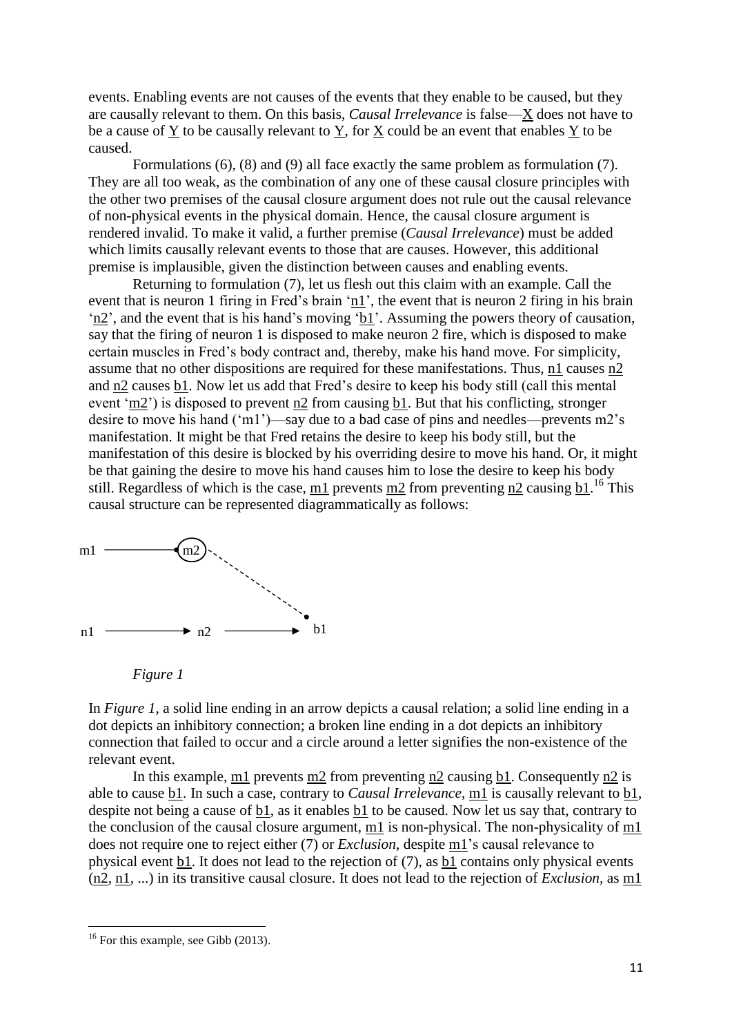events. Enabling events are not causes of the events that they enable to be caused, but they are causally relevant to them. On this basis, *Causal Irrelevance* is false—X does not have to be a cause of Y to be causally relevant to Y, for X could be an event that enables Y to be caused.

Formulations (6), (8) and (9) all face exactly the same problem as formulation (7). They are all too weak, as the combination of any one of these causal closure principles with the other two premises of the causal closure argument does not rule out the causal relevance of non-physical events in the physical domain. Hence, the causal closure argument is rendered invalid. To make it valid, a further premise (*Causal Irrelevance*) must be added which limits causally relevant events to those that are causes. However, this additional premise is implausible, given the distinction between causes and enabling events.

Returning to formulation (7), let us flesh out this claim with an example. Call the event that is neuron 1 firing in Fred's brain 'n1', the event that is neuron 2 firing in his brain 'n2', and the event that is his hand's moving 'b1'. Assuming the powers theory of causation, say that the firing of neuron 1 is disposed to make neuron 2 fire, which is disposed to make certain muscles in Fred's body contract and, thereby, make his hand move. For simplicity, assume that no other dispositions are required for these manifestations. Thus, n1 causes n2 and n2 causes b1. Now let us add that Fred's desire to keep his body still (call this mental event 'm2') is disposed to prevent n2 from causing b1. But that his conflicting, stronger desire to move his hand ('m1')—say due to a bad case of pins and needles—prevents m2's manifestation. It might be that Fred retains the desire to keep his body still, but the manifestation of this desire is blocked by his overriding desire to move his hand. Or, it might be that gaining the desire to move his hand causes him to lose the desire to keep his body still. Regardless of which is the case, m1 prevents m2 from preventing n2 causing b1.[16] This causal structure can be represented diagrammatically as follows:

*Figure 1*

In *Figure 1*, a solid line ending in an arrow depicts a causal relation; a solid line ending in a dot depicts an inhibitory connection; a broken line ending in a dot depicts an inhibitory connection that failed to occur and a circle around a letter signifies the non-existence of the relevant event.

In this example, m1 prevents m2 from preventing n2 causing b1. Consequently n2 is able to cause b1. In such a case, contrary to *Causal Irrelevance*, m1 is causally relevant to b1, despite not being a cause of b1, as it enables b1 to be caused. Now let us say that, contrary to the conclusion of the causal closure argument, m1 is non-physical. The non-physicality of m1 does not require one to reject either (7) or *Exclusion*, despite m1's causal relevance to physical event b1. It does not lead to the rejection of (7), as b1 contains only physical events (n2, n1, ...) in its transitive causal closure. It does not lead to the rejection of *Exclusion*, as m1

[16] For this example, see Gibb (2013).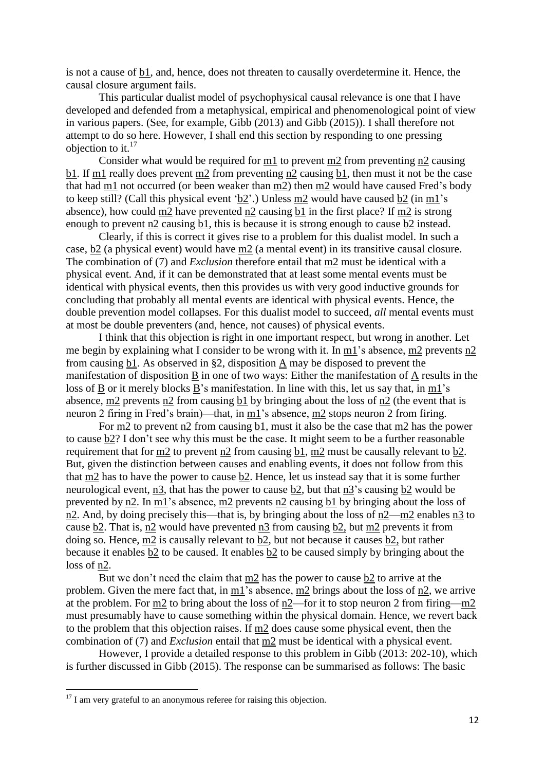is not a cause of b1, and, hence, does not threaten to causally overdetermine it. Hence, the causal closure argument fails.

This particular dualist model of psychophysical causal relevance is one that I have developed and defended from a metaphysical, empirical and phenomenological point of view in various papers. (See, for example, Gibb (2013) and Gibb (2015)). I shall therefore not attempt to do so here. However, I shall end this section by responding to one pressing objection to it.[17]

Consider what would be required for m1 to prevent m2 from preventing n2 causing b1. If m1 really does prevent m2 from preventing n2 causing b1, then must it not be the case that had m1 not occurred (or been weaker than m2) then m2 would have caused Fred's body to keep still? (Call this physical event 'b2'.) Unless m2 would have caused b2 (in m1's absence), how could m2 have prevented n2 causing b1 in the first place? If m2 is strong enough to prevent n2 causing b1, this is because it is strong enough to cause b2 instead.

Clearly, if this is correct it gives rise to a problem for this dualist model. In such a case, b2 (a physical event) would have m2 (a mental event) in its transitive causal closure. The combination of (7) and *Exclusion* therefore entail that m2 must be identical with a physical event. And, if it can be demonstrated that at least some mental events must be identical with physical events, then this provides us with very good inductive grounds for concluding that probably all mental events are identical with physical events. Hence, the double prevention model collapses. For this dualist model to succeed, *all* mental events must at most be double preventers (and, hence, not causes) of physical events.

I think that this objection is right in one important respect, but wrong in another. Let me begin by explaining what I consider to be wrong with it. In m1's absence, m2 prevents n2 from causing b1. As observed in §2, disposition A may be disposed to prevent the manifestation of disposition B in one of two ways: Either the manifestation of A results in the loss of B or it merely blocks B's manifestation. In line with this, let us say that, in m1's absence, m2 prevents n2 from causing b1 by bringing about the loss of n2 (the event that is neuron 2 firing in Fred's brain)—that, in m1's absence, m2 stops neuron 2 from firing.

For m2 to prevent n2 from causing b1, must it also be the case that m2 has the power to cause b2? I don't see why this must be the case. It might seem to be a further reasonable requirement that for m2 to prevent n2 from causing b1, m2 must be causally relevant to b2. But, given the distinction between causes and enabling events, it does not follow from this that m2 has to have the power to cause b2. Hence, let us instead say that it is some further neurological event, n3, that has the power to cause b2, but that n3's causing b2 would be prevented by n2. In m1's absence, m2 prevents n2 causing b1 by bringing about the loss of n2. And, by doing precisely this—that is, by bringing about the loss of n2—m2 enables n3 to cause b2. That is, n2 would have prevented n3 from causing b2, but m2 prevents it from doing so. Hence, m2 is causally relevant to b2, but not because it causes b2, but rather because it enables b2 to be caused. It enables b2 to be caused simply by bringing about the loss of n2.

But we don't need the claim that m2 has the power to cause b2 to arrive at the problem. Given the mere fact that, in m1's absence, m2 brings about the loss of n2, we arrive at the problem. For m2 to bring about the loss of n2—for it to stop neuron 2 from firing—m2 must presumably have to cause something within the physical domain. Hence, we revert back to the problem that this objection raises. If m2 does cause some physical event, then the combination of (7) and *Exclusion* entail that m2 must be identical with a physical event.

However, I provide a detailed response to this problem in Gibb (2013: 202-10), which is further discussed in Gibb (2015). The response can be summarised as follows: The basic

[17] I am very grateful to an anonymous referee for raising this objection.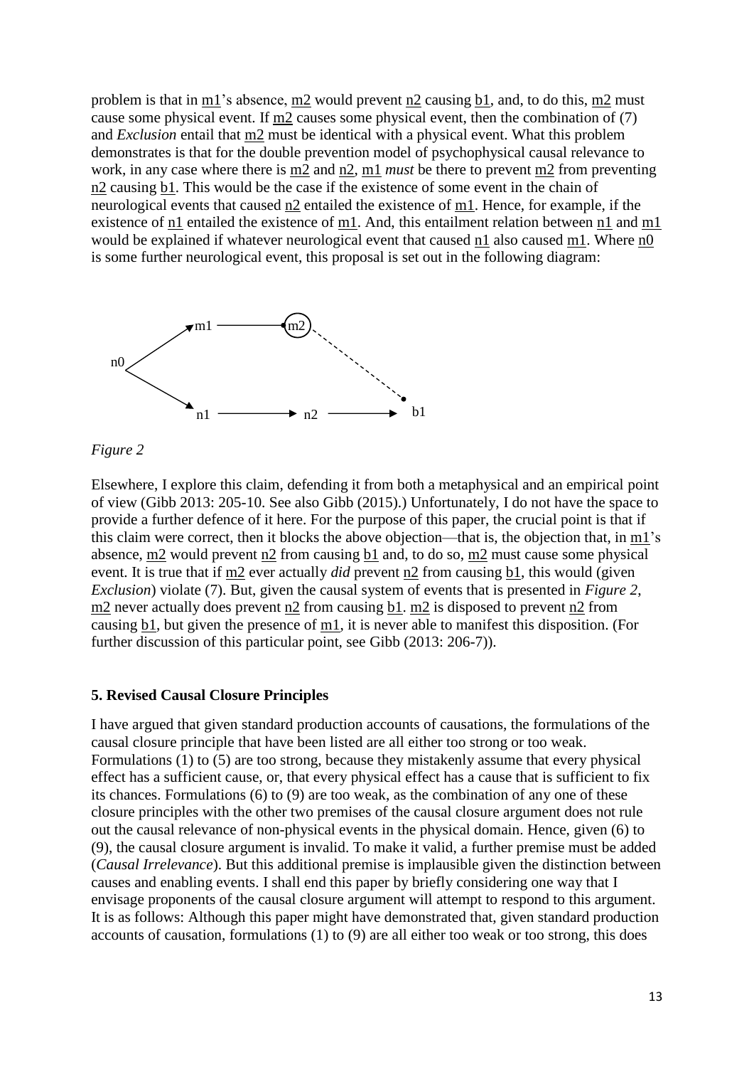problem is that in m1's absence, m2 would prevent n2 causing b1, and, to do this, m2 must cause some physical event. If m2 causes some physical event, then the combination of (7) and *Exclusion* entail that m2 must be identical with a physical event. What this problem demonstrates is that for the double prevention model of psychophysical causal relevance to work, in any case where there is m2 and n2, m1 *must* be there to prevent m2 from preventing n2 causing b1. This would be the case if the existence of some event in the chain of neurological events that caused n2 entailed the existence of m1. Hence, for example, if the existence of n1 entailed the existence of m1. And, this entailment relation between n1 and m1 would be explained if whatever neurological event that caused n1 also caused m1. Where n0 is some further neurological event, this proposal is set out in the following diagram:

*Figure 2*

Elsewhere, I explore this claim, defending it from both a metaphysical and an empirical point of view (Gibb 2013: 205-10. See also Gibb (2015).) Unfortunately, I do not have the space to provide a further defence of it here. For the purpose of this paper, the crucial point is that if this claim were correct, then it blocks the above objection—that is, the objection that, in m1's absence, m2 would prevent n2 from causing b1 and, to do so, m2 must cause some physical event. It is true that if m2 ever actually *did* prevent n2 from causing b1, this would (given *Exclusion*) violate (7). But, given the causal system of events that is presented in *Figure 2*, m2 never actually does prevent n2 from causing b1. m2 is disposed to prevent n2 from causing b1, but given the presence of m1, it is never able to manifest this disposition. (For further discussion of this particular point, see Gibb (2013: 206-7)).

**5. Revised Causal Closure Principles**

I have argued that given standard production accounts of causations, the formulations of the causal closure principle that have been listed are all either too strong or too weak. Formulations (1) to (5) are too strong, because they mistakenly assume that every physical effect has a sufficient cause, or, that every physical effect has a cause that is sufficient to fix its chances. Formulations (6) to (9) are too weak, as the combination of any one of these closure principles with the other two premises of the causal closure argument does not rule out the causal relevance of non-physical events in the physical domain. Hence, given (6) to (9), the causal closure argument is invalid. To make it valid, a further premise must be added (*Causal Irrelevance*). But this additional premise is implausible given the distinction between causes and enabling events. I shall end this paper by briefly considering one way that I envisage proponents of the causal closure argument will attempt to respond to this argument. It is as follows: Although this paper might have demonstrated that, given standard production accounts of causation, formulations (1) to (9) are all either too weak or too strong, this does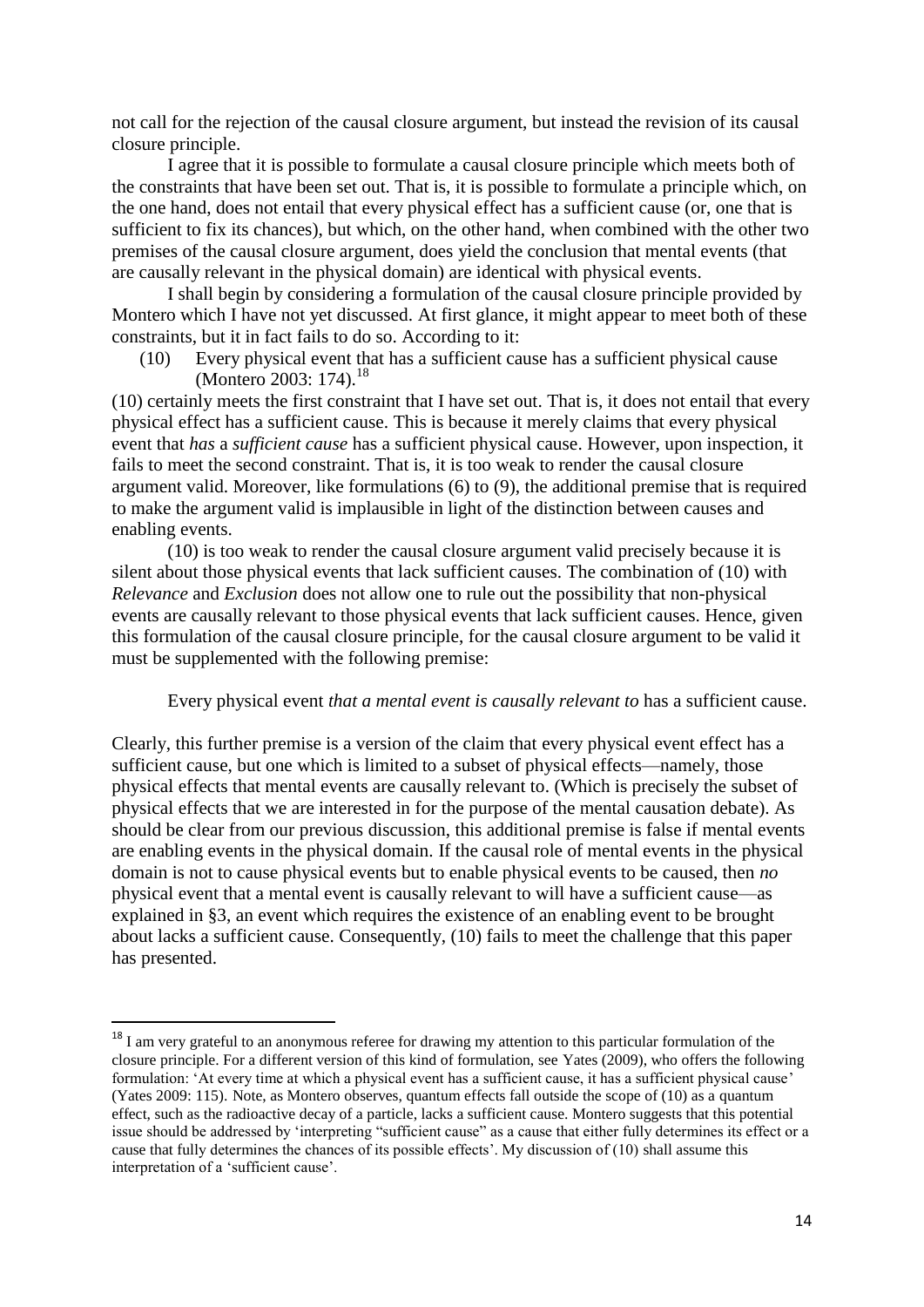not call for the rejection of the causal closure argument, but instead the revision of its causal closure principle.

I agree that it is possible to formulate a causal closure principle which meets both of the constraints that have been set out. That is, it is possible to formulate a principle which, on the one hand, does not entail that every physical effect has a sufficient cause (or, one that is sufficient to fix its chances), but which, on the other hand, when combined with the other two premises of the causal closure argument, does yield the conclusion that mental events (that are causally relevant in the physical domain) are identical with physical events.

I shall begin by considering a formulation of the causal closure principle provided by Montero which I have not yet discussed. At first glance, it might appear to meet both of these constraints, but it in fact fails to do so. According to it:

(10) Every physical event that has a sufficient cause has a sufficient physical cause (Montero 2003: 174).[18]

(10) certainly meets the first constraint that I have set out. That is, it does not entail that every physical effect has a sufficient cause. This is because it merely claims that every physical event that *has* a *sufficient cause* has a sufficient physical cause. However, upon inspection, it fails to meet the second constraint. That is, it is too weak to render the causal closure argument valid. Moreover, like formulations (6) to (9), the additional premise that is required to make the argument valid is implausible in light of the distinction between causes and enabling events.

(10) is too weak to render the causal closure argument valid precisely because it is silent about those physical events that lack sufficient causes. The combination of (10) with *Relevance* and *Exclusion* does not allow one to rule out the possibility that non-physical events are causally relevant to those physical events that lack sufficient causes. Hence, given this formulation of the causal closure principle, for the causal closure argument to be valid it must be supplemented with the following premise:

Every physical event *that a mental event is causally relevant to* has a sufficient cause.

Clearly, this further premise is a version of the claim that every physical event effect has a sufficient cause, but one which is limited to a subset of physical effects—namely, those physical effects that mental events are causally relevant to. (Which is precisely the subset of physical effects that we are interested in for the purpose of the mental causation debate). As should be clear from our previous discussion, this additional premise is false if mental events are enabling events in the physical domain. If the causal role of mental events in the physical domain is not to cause physical events but to enable physical events to be caused, then *no* physical event that a mental event is causally relevant to will have a sufficient cause—as explained in §3, an event which requires the existence of an enabling event to be brought about lacks a sufficient cause. Consequently, (10) fails to meet the challenge that this paper has presented.

---

[18] I am very grateful to an anonymous referee for drawing my attention to this particular formulation of the closure principle. For a different version of this kind of formulation, see Yates (2009), who offers the following formulation: 'At every time at which a physical event has a sufficient cause, it has a sufficient physical cause' (Yates 2009: 115). Note, as Montero observes, quantum effects fall outside the scope of (10) as a quantum effect, such as the radioactive decay of a particle, lacks a sufficient cause. Montero suggests that this potential issue should be addressed by 'interpreting "sufficient cause" as a cause that either fully determines its effect or a cause that fully determines the chances of its possible effects'. My discussion of (10) shall assume this interpretation of a 'sufficient cause'.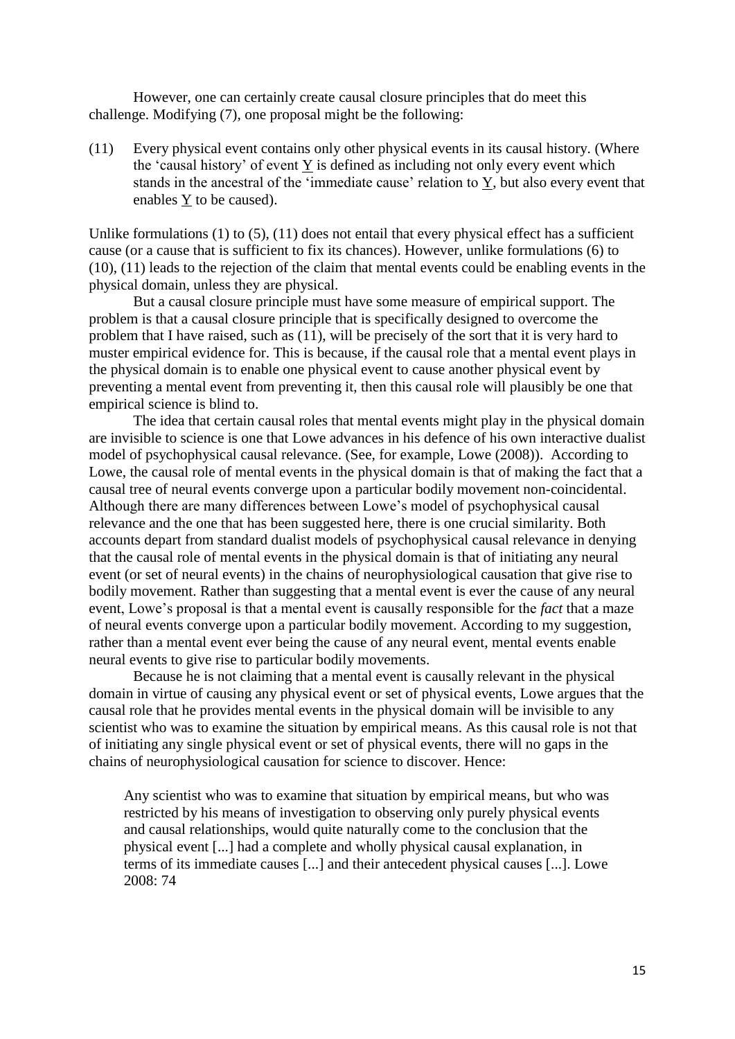However, one can certainly create causal closure principles that do meet this challenge. Modifying (7), one proposal might be the following:

(11) Every physical event contains only other physical events in its causal history. (Where the 'causal history' of event Y is defined as including not only every event which stands in the ancestral of the 'immediate cause' relation to Y, but also every event that enables Y to be caused).

Unlike formulations (1) to (5), (11) does not entail that every physical effect has a sufficient cause (or a cause that is sufficient to fix its chances). However, unlike formulations (6) to (10), (11) leads to the rejection of the claim that mental events could be enabling events in the physical domain, unless they are physical.

But a causal closure principle must have some measure of empirical support. The problem is that a causal closure principle that is specifically designed to overcome the problem that I have raised, such as (11), will be precisely of the sort that it is very hard to muster empirical evidence for. This is because, if the causal role that a mental event plays in the physical domain is to enable one physical event to cause another physical event by preventing a mental event from preventing it, then this causal role will plausibly be one that empirical science is blind to.

The idea that certain causal roles that mental events might play in the physical domain are invisible to science is one that Lowe advances in his defence of his own interactive dualist model of psychophysical causal relevance. (See, for example, Lowe (2008)). According to Lowe, the causal role of mental events in the physical domain is that of making the fact that a causal tree of neural events converge upon a particular bodily movement non-coincidental. Although there are many differences between Lowe's model of psychophysical causal relevance and the one that has been suggested here, there is one crucial similarity. Both accounts depart from standard dualist models of psychophysical causal relevance in denying that the causal role of mental events in the physical domain is that of initiating any neural event (or set of neural events) in the chains of neurophysiological causation that give rise to bodily movement. Rather than suggesting that a mental event is ever the cause of any neural event, Lowe's proposal is that a mental event is causally responsible for the *fact* that a maze of neural events converge upon a particular bodily movement. According to my suggestion, rather than a mental event ever being the cause of any neural event, mental events enable neural events to give rise to particular bodily movements.

Because he is not claiming that a mental event is causally relevant in the physical domain in virtue of causing any physical event or set of physical events, Lowe argues that the causal role that he provides mental events in the physical domain will be invisible to any scientist who was to examine the situation by empirical means. As this causal role is not that of initiating any single physical event or set of physical events, there will no gaps in the chains of neurophysiological causation for science to discover. Hence:

> Any scientist who was to examine that situation by empirical means, but who was restricted by his means of investigation to observing only purely physical events and causal relationships, would quite naturally come to the conclusion that the physical event [...] had a complete and wholly physical causal explanation, in terms of its immediate causes [...] and their antecedent physical causes [...]. Lowe 2008: 74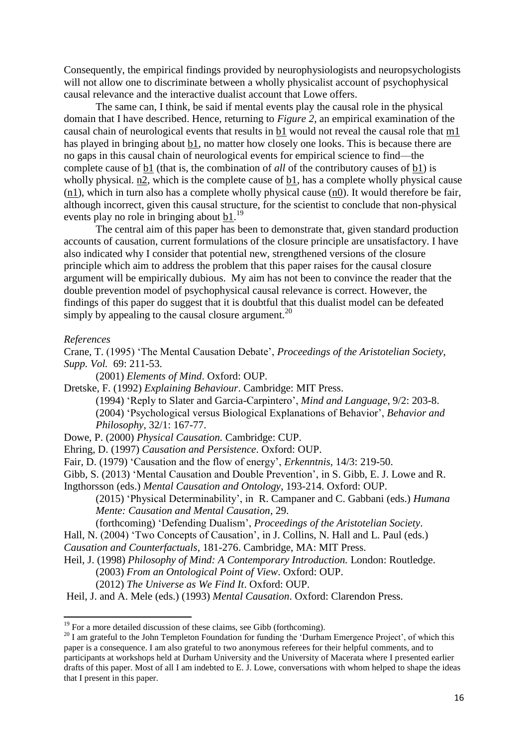Consequently, the empirical findings provided by neurophysiologists and neuropsychologists will not allow one to discriminate between a wholly physicalist account of psychophysical causal relevance and the interactive dualist account that Lowe offers.

The same can, I think, be said if mental events play the causal role in the physical domain that I have described. Hence, returning to *Figure 2*, an empirical examination of the causal chain of neurological events that results in b1 would not reveal the causal role that m1 has played in bringing about b1, no matter how closely one looks. This is because there are no gaps in this causal chain of neurological events for empirical science to find—the complete cause of b1 (that is, the combination of *all* of the contributory causes of b1) is wholly physical. n2, which is the complete cause of b1, has a complete wholly physical cause (n1), which in turn also has a complete wholly physical cause (n0). It would therefore be fair, although incorrect, given this causal structure, for the scientist to conclude that non-physical events play no role in bringing about b1.[19]

The central aim of this paper has been to demonstrate that, given standard production accounts of causation, current formulations of the closure principle are unsatisfactory. I have also indicated why I consider that potential new, strengthened versions of the closure principle which aim to address the problem that this paper raises for the causal closure argument will be empirically dubious. My aim has not been to convince the reader that the double prevention model of psychophysical causal relevance is correct. However, the findings of this paper do suggest that it is doubtful that this dualist model can be defeated simply by appealing to the causal closure argument.[20]

*References*

Crane, T. (1995) 'The Mental Causation Debate', *Proceedings of the Aristotelian Society, Supp. Vol.* 69: 211-53.

(2001) *Elements of Mind*. Oxford: OUP.

Dretske, F. (1992) *Explaining Behaviour*. Cambridge: MIT Press.

(1994) 'Reply to Slater and Garcia-Carpintero', *Mind and Language*, 9/2: 203-8.

(2004) 'Psychological versus Biological Explanations of Behavior', *Behavior and Philosophy*, 32/1: 167-77.

Dowe, P. (2000) *Physical Causation.* Cambridge: CUP.

Ehring, D. (1997) *Causation and Persistence*. Oxford: OUP.

Fair, D. (1979) 'Causation and the flow of energy', *Erkenntnis*, 14/3: 219-50.

Gibb, S. (2013) 'Mental Causation and Double Prevention', in S. Gibb, E. J. Lowe and R. Ingthorsson (eds.) *Mental Causation and Ontology*, 193-214. Oxford: OUP.

(2015) 'Physical Determinability', in R. Campaner and C. Gabbani (eds.) *Humana Mente: Causation and Mental Causation*, 29.

(forthcoming) 'Defending Dualism', *Proceedings of the Aristotelian Society*.

Hall, N. (2004) 'Two Concepts of Causation', in J. Collins, N. Hall and L. Paul (eds.) *Causation and Counterfactuals*, 181-276. Cambridge, MA: MIT Press.

Heil, J. (1998) *Philosophy of Mind: A Contemporary Introduction.* London: Routledge.

(2003) *From an Ontological Point of View*. Oxford: OUP.

(2012) *The Universe as We Find It*. Oxford: OUP.

Heil, J. and A. Mele (eds.) (1993) *Mental Causation*. Oxford: Clarendon Press.

---

[19] For a more detailed discussion of these claims, see Gibb (forthcoming).

[20] I am grateful to the John Templeton Foundation for funding the 'Durham Emergence Project', of which this paper is a consequence. I am also grateful to two anonymous referees for their helpful comments, and to participants at workshops held at Durham University and the University of Macerata where I presented earlier drafts of this paper. Most of all I am indebted to E. J. Lowe, conversations with whom helped to shape the ideas that I present in this paper.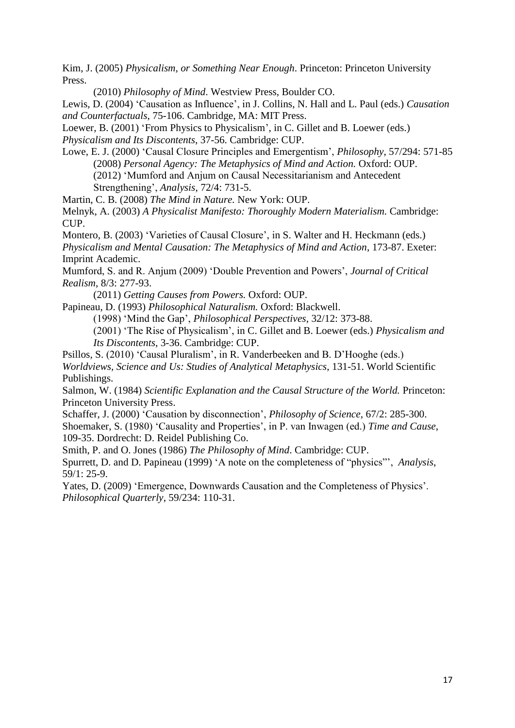Kim, J. (2005) *Physicalism, or Something Near Enough*. Princeton: Princeton University Press.

(2010) *Philosophy of Mind*. Westview Press, Boulder CO.

Lewis, D. (2004) 'Causation as Influence', in J. Collins, N. Hall and L. Paul (eds.) *Causation and Counterfactuals*, 75-106. Cambridge, MA: MIT Press.

Loewer, B. (2001) 'From Physics to Physicalism', in C. Gillet and B. Loewer (eds.) *Physicalism and Its Discontents*, 37-56. Cambridge: CUP.

Lowe, E. J. (2000) 'Causal Closure Principles and Emergentism', *Philosophy*, 57/294: 571-85

(2008) *Personal Agency: The Metaphysics of Mind and Action.* Oxford: OUP.

(2012) 'Mumford and Anjum on Causal Necessitarianism and Antecedent Strengthening', *Analysis*, 72/4: 731-5.

Martin, C. B. (2008) *The Mind in Nature.* New York: OUP.

Melnyk, A. (2003) *A Physicalist Manifesto: Thoroughly Modern Materialism.* Cambridge: CUP.

Montero, B. (2003) 'Varieties of Causal Closure', in S. Walter and H. Heckmann (eds.) *Physicalism and Mental Causation: The Metaphysics of Mind and Action*, 173-87. Exeter: Imprint Academic.

Mumford, S. and R. Anjum (2009) 'Double Prevention and Powers', *Journal of Critical Realism*, 8/3: 277-93.

(2011) *Getting Causes from Powers.* Oxford: OUP.

Papineau, D. (1993) *Philosophical Naturalism.* Oxford: Blackwell.

(1998) 'Mind the Gap', *Philosophical Perspectives*, 32/12: 373-88.

(2001) 'The Rise of Physicalism', in C. Gillet and B. Loewer (eds.) *Physicalism and Its Discontents*, 3-36. Cambridge: CUP.

Psillos, S. (2010) 'Causal Pluralism', in R. Vanderbeeken and B. D'Hooghe (eds.) *Worldviews, Science and Us: Studies of Analytical Metaphysics*, 131-51. World Scientific Publishings.

Salmon, W. (1984) *Scientific Explanation and the Causal Structure of the World.* Princeton: Princeton University Press.

Schaffer, J. (2000) 'Causation by disconnection', *Philosophy of Science*, 67/2: 285-300.

Shoemaker, S. (1980) 'Causality and Properties', in P. van Inwagen (ed.) *Time and Cause*, 109-35. Dordrecht: D. Reidel Publishing Co.

Smith, P. and O. Jones (1986) *The Philosophy of Mind*. Cambridge: CUP.

Spurrett, D. and D. Papineau (1999) 'A note on the completeness of "physics"', *Analysis*, 59/1: 25-9.

Yates, D. (2009) 'Emergence, Downwards Causation and the Completeness of Physics'. *Philosophical Quarterly*, 59/234: 110-31.